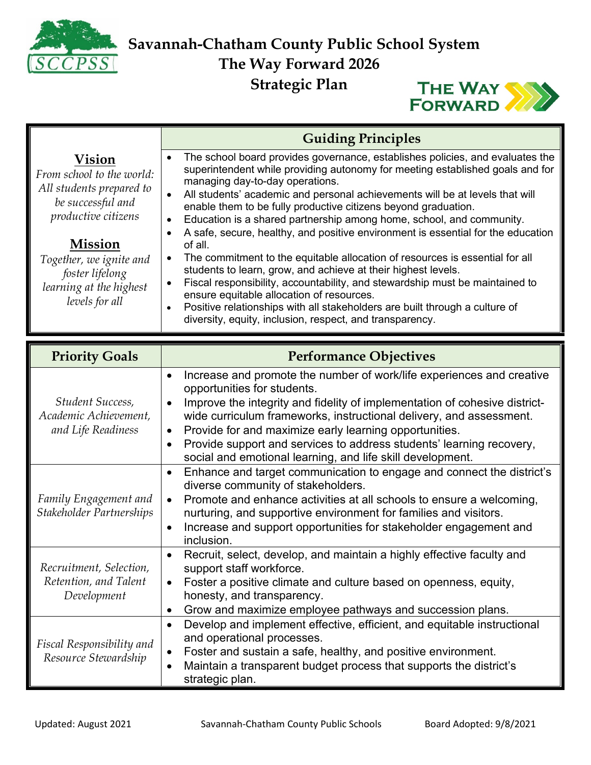# Savannah-Chatham County Public School System
# The Way Forward 2026
# Strategic Plan

| | Guiding Principles |
|---|---|
| **Vision**<br>*From school to the world: All students prepared to be successful and productive citizens*<br><br>**Mission**<br>*Together, we ignite and foster lifelong learning at the highest levels for all* | • The school board provides governance, establishes policies, and evaluates the superintendent while providing autonomy for meeting established goals and for managing day-to-day operations.<br>• All students' academic and personal achievements will be at levels that will enable them to be fully productive citizens beyond graduation.<br>• Education is a shared partnership among home, school, and community.<br>• A safe, secure, healthy, and positive environment is essential for the education of all.<br>• The commitment to the equitable allocation of resources is essential for all students to learn, grow, and achieve at their highest levels.<br>• Fiscal responsibility, accountability, and stewardship must be maintained to ensure equitable allocation of resources.<br>• Positive relationships with all stakeholders are built through a culture of diversity, equity, inclusion, respect, and transparency. |

| Priority Goals | Performance Objectives |
|---|---|
| *Student Success, Academic Achievement, and Life Readiness* | • Increase and promote the number of work/life experiences and creative opportunities for students.<br>• Improve the integrity and fidelity of implementation of cohesive district-wide curriculum frameworks, instructional delivery, and assessment.<br>• Provide for and maximize early learning opportunities.<br>• Provide support and services to address students' learning recovery, social and emotional learning, and life skill development. |
| *Family Engagement and Stakeholder Partnerships* | • Enhance and target communication to engage and connect the district's diverse community of stakeholders.<br>• Promote and enhance activities at all schools to ensure a welcoming, nurturing, and supportive environment for families and visitors.<br>• Increase and support opportunities for stakeholder engagement and inclusion. |
| *Recruitment, Selection, Retention, and Talent Development* | • Recruit, select, develop, and maintain a highly effective faculty and support staff workforce.<br>• Foster a positive climate and culture based on openness, equity, honesty, and transparency.<br>• Grow and maximize employee pathways and succession plans. |
| *Fiscal Responsibility and Resource Stewardship* | • Develop and implement effective, efficient, and equitable instructional and operational processes.<br>• Foster and sustain a safe, healthy, and positive environment.<br>• Maintain a transparent budget process that supports the district's strategic plan. |

Updated: August 2021 | Savannah-Chatham County Public Schools | Board Adopted: 9/8/2021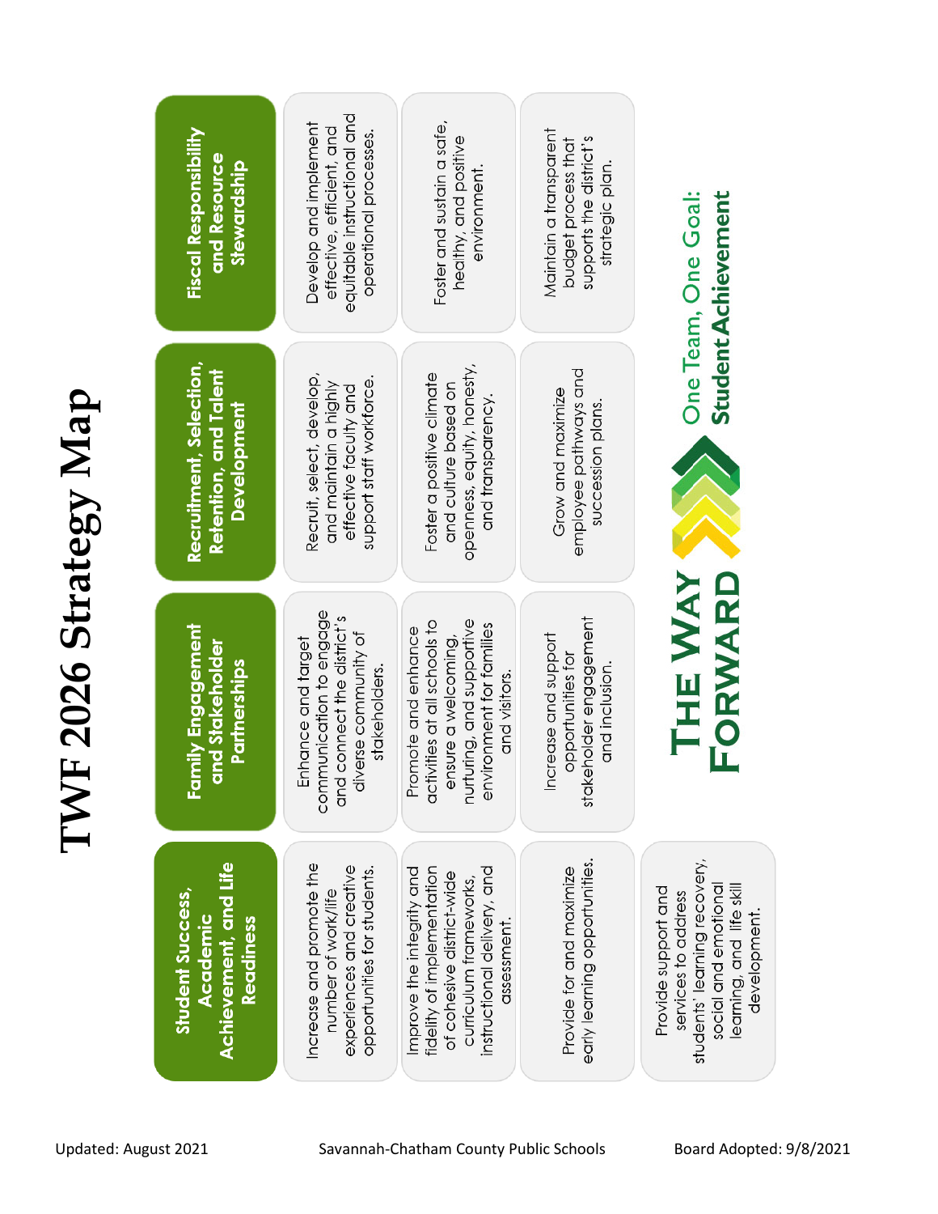# TWF 2026 Strategy Map

| Student Success, Academic Achievement, and Life Readiness | Family Engagement and Stakeholder Partnerships | Recruitment, Selection, Retention, and Talent Development | Fiscal Responsibility and Resource Stewardship |
| --- | --- | --- | --- |
| Increase and promote the number of work/life experiences and creative opportunities for students. | Enhance and target communication to engage and connect the district's diverse community of stakeholders. | Recruit, select, develop, and maintain a highly effective faculty and support staff workforce. | Develop and implement effective, efficient, and equitable instructional and operational processes. |
| Improve the integrity and fidelity of implementation of cohesive district-wide curriculum frameworks, instructional delivery, and assessment. | Promote and enhance activities at all schools to ensure a welcoming, nurturing, and supportive environment for families and visitors. | Foster a positive climate and culture based on openness, equity, honesty, and transparency. | Foster and sustain a safe, healthy, and positive environment. |
| Provide for and maximize early learning opportunities. | Increase and support opportunities for stakeholder engagement and inclusion. | Grow and maximize employee pathways and succession plans. | Maintain a transparent budget process that supports the district's strategic plan. |
| Provide support and services to address students' learning recovery, social and emotional learning, and life skill development. | | | |

THE WAY FORWARD

One Team, One Goal: **Student Achievement**

Updated: August 2021 | Savannah-Chatham County Public Schools | Board Adopted: 9/8/2021